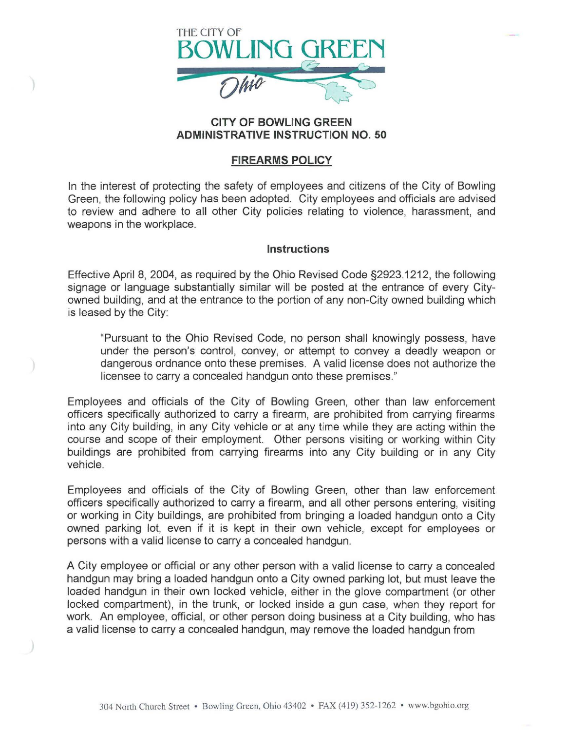THE CITY OF
# BOWLING GREEN
*Ohio*

## CITY OF BOWLING GREEN ADMINISTRATIVE INSTRUCTION NO. 50

### FIREARMS POLICY

In the interest of protecting the safety of employees and citizens of the City of Bowling Green, the following policy has been adopted. City employees and officials are advised to review and adhere to all other City policies relating to violence, harassment, and weapons in the workplace.

#### Instructions

Effective April 8, 2004, as required by the Ohio Revised Code §2923.1212, the following signage or language substantially similar will be posted at the entrance of every City-owned building, and at the entrance to the portion of any non-City owned building which is leased by the City:

> "Pursuant to the Ohio Revised Code, no person shall knowingly possess, have under the person's control, convey, or attempt to convey a deadly weapon or dangerous ordnance onto these premises. A valid license does not authorize the licensee to carry a concealed handgun onto these premises."

Employees and officials of the City of Bowling Green, other than law enforcement officers specifically authorized to carry a firearm, are prohibited from carrying firearms into any City building, in any City vehicle or at any time while they are acting within the course and scope of their employment. Other persons visiting or working within City buildings are prohibited from carrying firearms into any City building or in any City vehicle.

Employees and officials of the City of Bowling Green, other than law enforcement officers specifically authorized to carry a firearm, and all other persons entering, visiting or working in City buildings, are prohibited from bringing a loaded handgun onto a City owned parking lot, even if it is kept in their own vehicle, except for employees or persons with a valid license to carry a concealed handgun.

A City employee or official or any other person with a valid license to carry a concealed handgun may bring a loaded handgun onto a City owned parking lot, but must leave the loaded handgun in their own locked vehicle, either in the glove compartment (or other locked compartment), in the trunk, or locked inside a gun case, when they report for work. An employee, official, or other person doing business at a City building, who has a valid license to carry a concealed handgun, may remove the loaded handgun from

304 North Church Street • Bowling Green, Ohio 43402 • FAX (419) 352-1262 • www.bgohio.org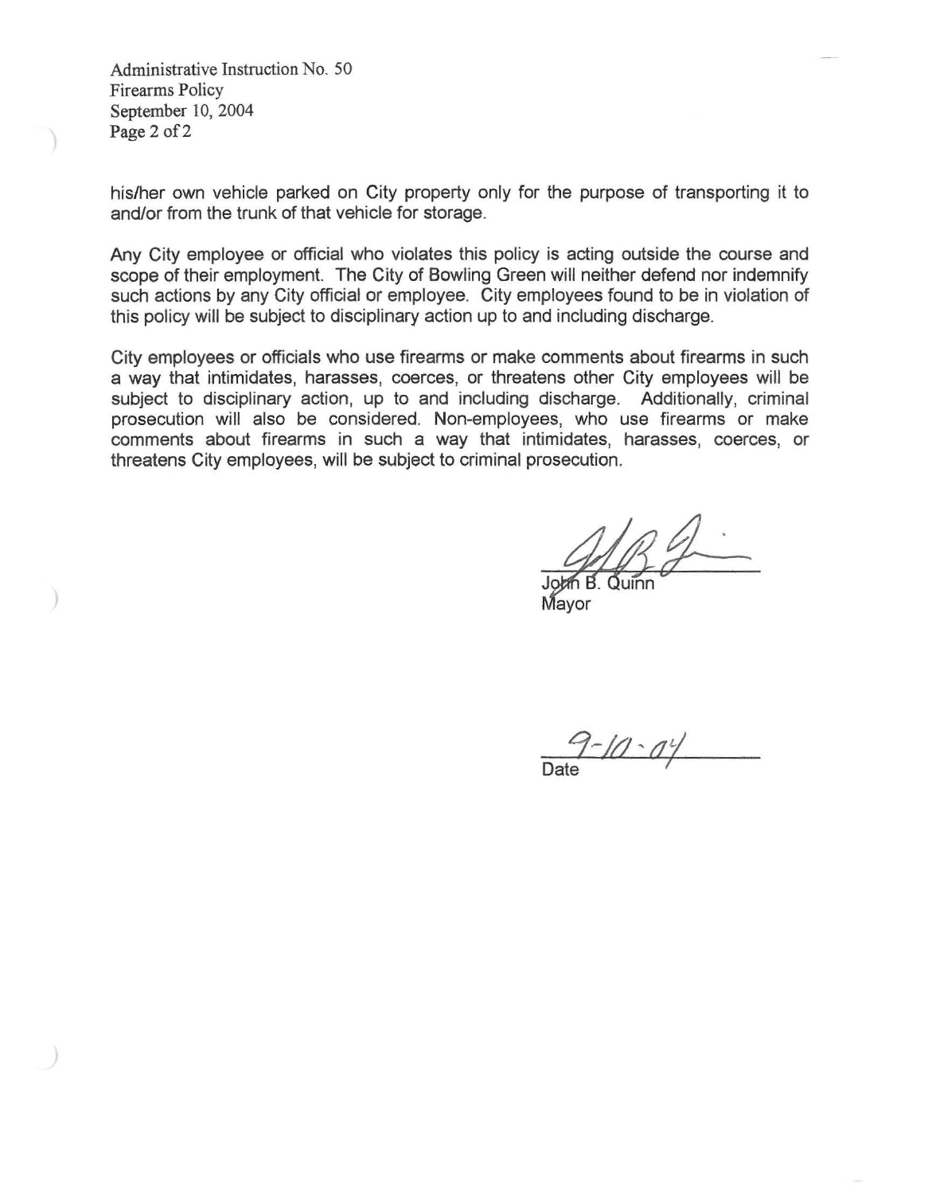his/her own vehicle parked on City property only for the purpose of transporting it to and/or from the trunk of that vehicle for storage.

Any City employee or official who violates this policy is acting outside the course and scope of their employment. The City of Bowling Green will neither defend nor indemnify such actions by any City official or employee. City employees found to be in violation of this policy will be subject to disciplinary action up to and including discharge.

City employees or officials who use firearms or make comments about firearms in such a way that intimidates, harasses, coerces, or threatens other City employees will be subject to disciplinary action, up to and including discharge. Additionally, criminal prosecution will also be considered. Non-employees, who use firearms or make comments about firearms in such a way that intimidates, harasses, coerces, or threatens City employees, will be subject to criminal prosecution.

John B. Quinn
Mayor

9-10-04
Date